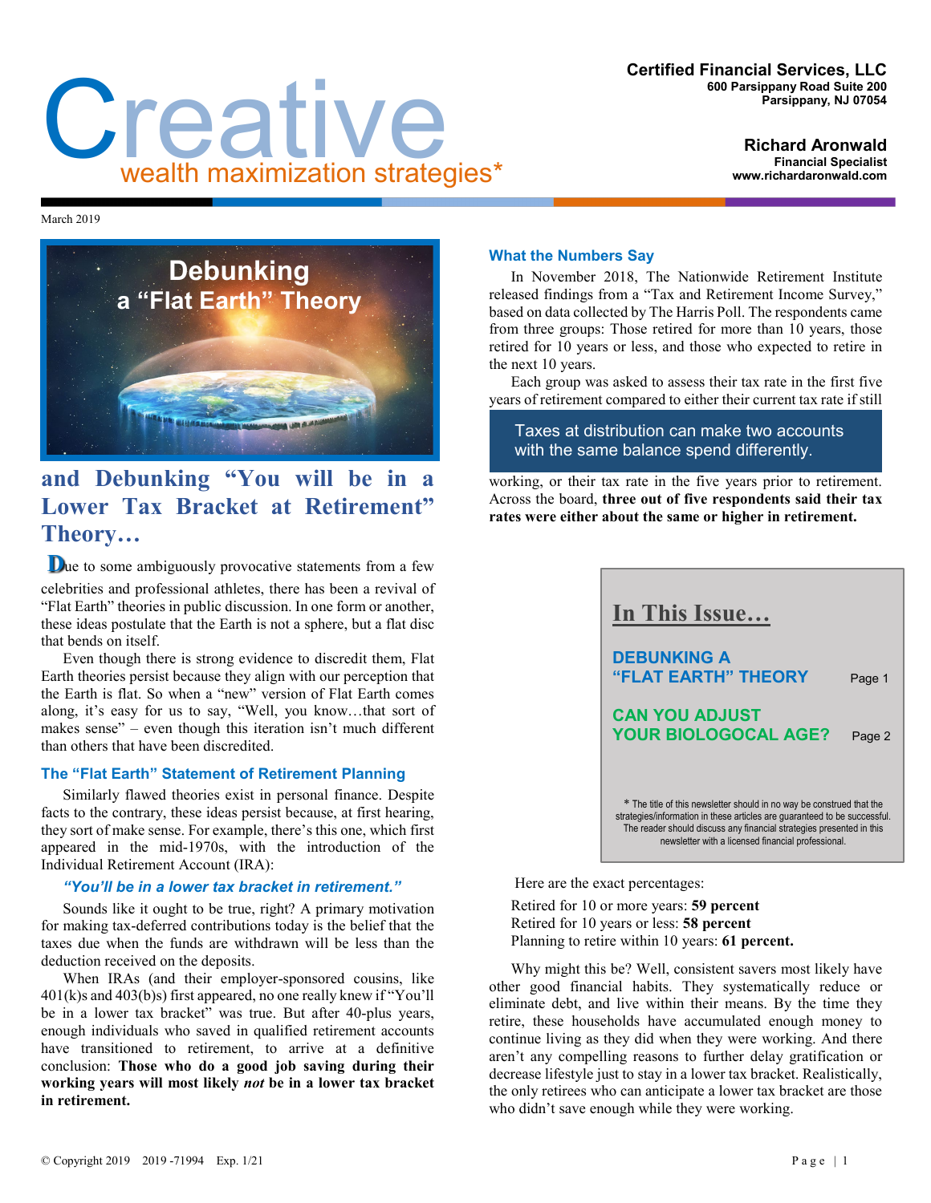# Creative
wealth maximization strategies*

**Certified Financial Services, LLC**
**600 Parsippany Road Suite 200**
**Parsippany, NJ 07054**

**Richard Aronwald**
**Financial Specialist**
**www.richardaronwald.com**

March 2019

## Debunking a "Flat Earth" Theory

## and Debunking "You will be in a Lower Tax Bracket at Retirement" Theory…

Due to some ambiguously provocative statements from a few celebrities and professional athletes, there has been a revival of "Flat Earth" theories in public discussion. In one form or another, these ideas postulate that the Earth is not a sphere, but a flat disc that bends on itself.

Even though there is strong evidence to discredit them, Flat Earth theories persist because they align with our perception that the Earth is flat. So when a "new" version of Flat Earth comes along, it's easy for us to say, "Well, you know…that sort of makes sense" – even though this iteration isn't much different than others that have been discredited.

### The "Flat Earth" Statement of Retirement Planning

Similarly flawed theories exist in personal finance. Despite facts to the contrary, these ideas persist because, at first hearing, they sort of make sense. For example, there's this one, which first appeared in the mid-1970s, with the introduction of the Individual Retirement Account (IRA):

***"You'll be in a lower tax bracket in retirement."***

Sounds like it ought to be true, right? A primary motivation for making tax-deferred contributions today is the belief that the taxes due when the funds are withdrawn will be less than the deduction received on the deposits.

When IRAs (and their employer-sponsored cousins, like 401(k)s and 403(b)s) first appeared, no one really knew if "You'll be in a lower tax bracket" was true. But after 40-plus years, enough individuals who saved in qualified retirement accounts have transitioned to retirement, to arrive at a definitive conclusion: **Those who do a good job saving during their working years will most likely *not* be in a lower tax bracket in retirement.**

### What the Numbers Say

In November 2018, The Nationwide Retirement Institute released findings from a "Tax and Retirement Income Survey," based on data collected by The Harris Poll. The respondents came from three groups: Those retired for more than 10 years, those retired for 10 years or less, and those who expected to retire in the next 10 years.

Each group was asked to assess their tax rate in the first five years of retirement compared to either their current tax rate if still working, or their tax rate in the five years prior to retirement. Across the board, **three out of five respondents said their tax rates were either about the same or higher in retirement.**

> Taxes at distribution can make two accounts with the same balance spend differently.

Here are the exact percentages:

Retired for 10 or more years: **59 percent**
Retired for 10 years or less: **58 percent**
Planning to retire within 10 years: **61 percent.**

Why might this be? Well, consistent savers most likely have other good financial habits. They systematically reduce or eliminate debt, and live within their means. By the time they retire, these households have accumulated enough money to continue living as they did when they were working. And there aren't any compelling reasons to further delay gratification or decrease lifestyle just to stay in a lower tax bracket. Realistically, the only retirees who can anticipate a lower tax bracket are those who didn't save enough while they were working.

---

**In This Issue…**

| | |
|---|---|
| DEBUNKING A "FLAT EARTH" THEORY | Page 1 |
| CAN YOU ADJUST YOUR BIOLOGOCAL AGE? | Page 2 |

\* The title of this newsletter should in no way be construed that the strategies/information in these articles are guaranteed to be successful. The reader should discuss any financial strategies presented in this newsletter with a licensed financial professional.

---

© Copyright 2019 2019 -71994 Exp. 1/21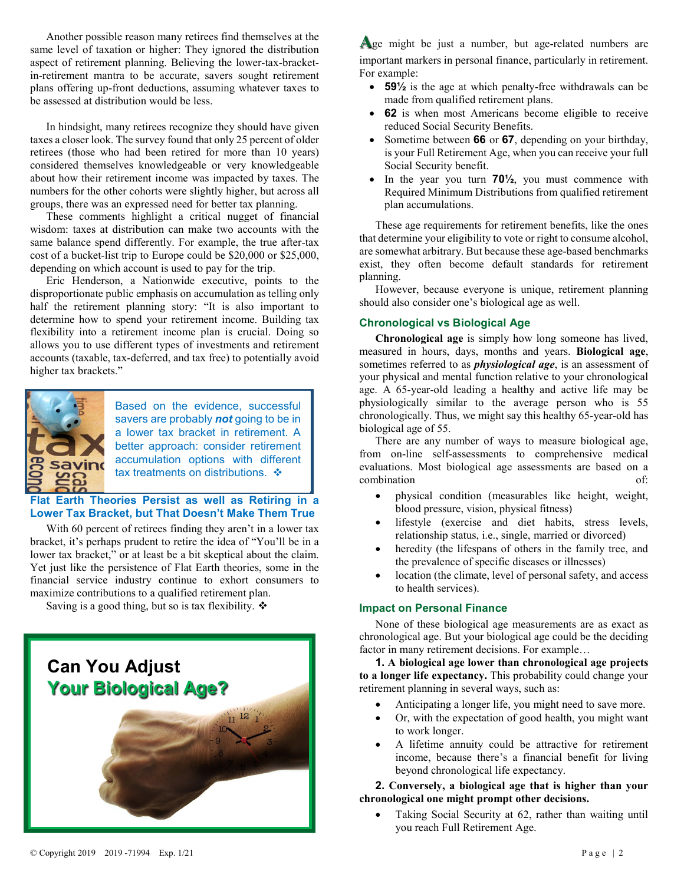Another possible reason many retirees find themselves at the same level of taxation or higher: They ignored the distribution aspect of retirement planning. Believing the lower-tax-bracket-in-retirement mantra to be accurate, savers sought retirement plans offering up-front deductions, assuming whatever taxes to be assessed at distribution would be less.

In hindsight, many retirees recognize they should have given taxes a closer look. The survey found that only 25 percent of older retirees (those who had been retired for more than 10 years) considered themselves knowledgeable or very knowledgeable about how their retirement income was impacted by taxes. The numbers for the other cohorts were slightly higher, but across all groups, there was an expressed need for better tax planning.

These comments highlight a critical nugget of financial wisdom: taxes at distribution can make two accounts with the same balance spend differently. For example, the true after-tax cost of a bucket-list trip to Europe could be $20,000 or $25,000, depending on which account is used to pay for the trip.

Eric Henderson, a Nationwide executive, points to the disproportionate public emphasis on accumulation as telling only half the retirement planning story: "It is also important to determine how to spend your retirement income. Building tax flexibility into a retirement income plan is crucial. Doing so allows you to use different types of investments and retirement accounts (taxable, tax-deferred, and tax free) to potentially avoid higher tax brackets."

Based on the evidence, successful savers are probably ***not*** going to be in a lower tax bracket in retirement. A better approach: consider retirement accumulation options with different tax treatments on distributions. ❖

### Flat Earth Theories Persist as well as Retiring in a Lower Tax Bracket, but That Doesn't Make Them True

With 60 percent of retirees finding they aren't in a lower tax bracket, it's perhaps prudent to retire the idea of "You'll be in a lower tax bracket," or at least be a bit skeptical about the claim. Yet just like the persistence of Flat Earth theories, some in the financial service industry continue to exhort consumers to maximize contributions to a qualified retirement plan.

Saving is a good thing, but so is tax flexibility. ❖

# Can You Adjust Your Biological Age?

Age might be just a number, but age-related numbers are important markers in personal finance, particularly in retirement. For example:

- **59½** is the age at which penalty-free withdrawals can be made from qualified retirement plans.
- **62** is when most Americans become eligible to receive reduced Social Security Benefits.
- Sometime between **66** or **67**, depending on your birthday, is your Full Retirement Age, when you can receive your full Social Security benefit.
- In the year you turn **70½**, you must commence with Required Minimum Distributions from qualified retirement plan accumulations.

These age requirements for retirement benefits, like the ones that determine your eligibility to vote or right to consume alcohol, are somewhat arbitrary. But because these age-based benchmarks exist, they often become default standards for retirement planning.

However, because everyone is unique, retirement planning should also consider one's biological age as well.

### Chronological vs Biological Age

**Chronological age** is simply how long someone has lived, measured in hours, days, months and years. **Biological age**, sometimes referred to as ***physiological age***, is an assessment of your physical and mental function relative to your chronological age. A 65-year-old leading a healthy and active life may be physiologically similar to the average person who is 55 chronologically. Thus, we might say this healthy 65-year-old has biological age of 55.

There are any number of ways to measure biological age, from on-line self-assessments to comprehensive medical evaluations. Most biological age assessments are based on a combination of:

- physical condition (measurables like height, weight, blood pressure, vision, physical fitness)
- lifestyle (exercise and diet habits, stress levels, relationship status, i.e., single, married or divorced)
- heredity (the lifespans of others in the family tree, and the prevalence of specific diseases or illnesses)
- location (the climate, level of personal safety, and access to health services).

### Impact on Personal Finance

None of these biological age measurements are as exact as chronological age. But your biological age could be the deciding factor in many retirement decisions. For example…

**1. A biological age lower than chronological age projects to a longer life expectancy.** This probability could change your retirement planning in several ways, such as:

- Anticipating a longer life, you might need to save more.
- Or, with the expectation of good health, you might want to work longer.
- A lifetime annuity could be attractive for retirement income, because there's a financial benefit for living beyond chronological life expectancy.

**2. Conversely, a biological age that is higher than your chronological one might prompt other decisions.**

- Taking Social Security at 62, rather than waiting until you reach Full Retirement Age.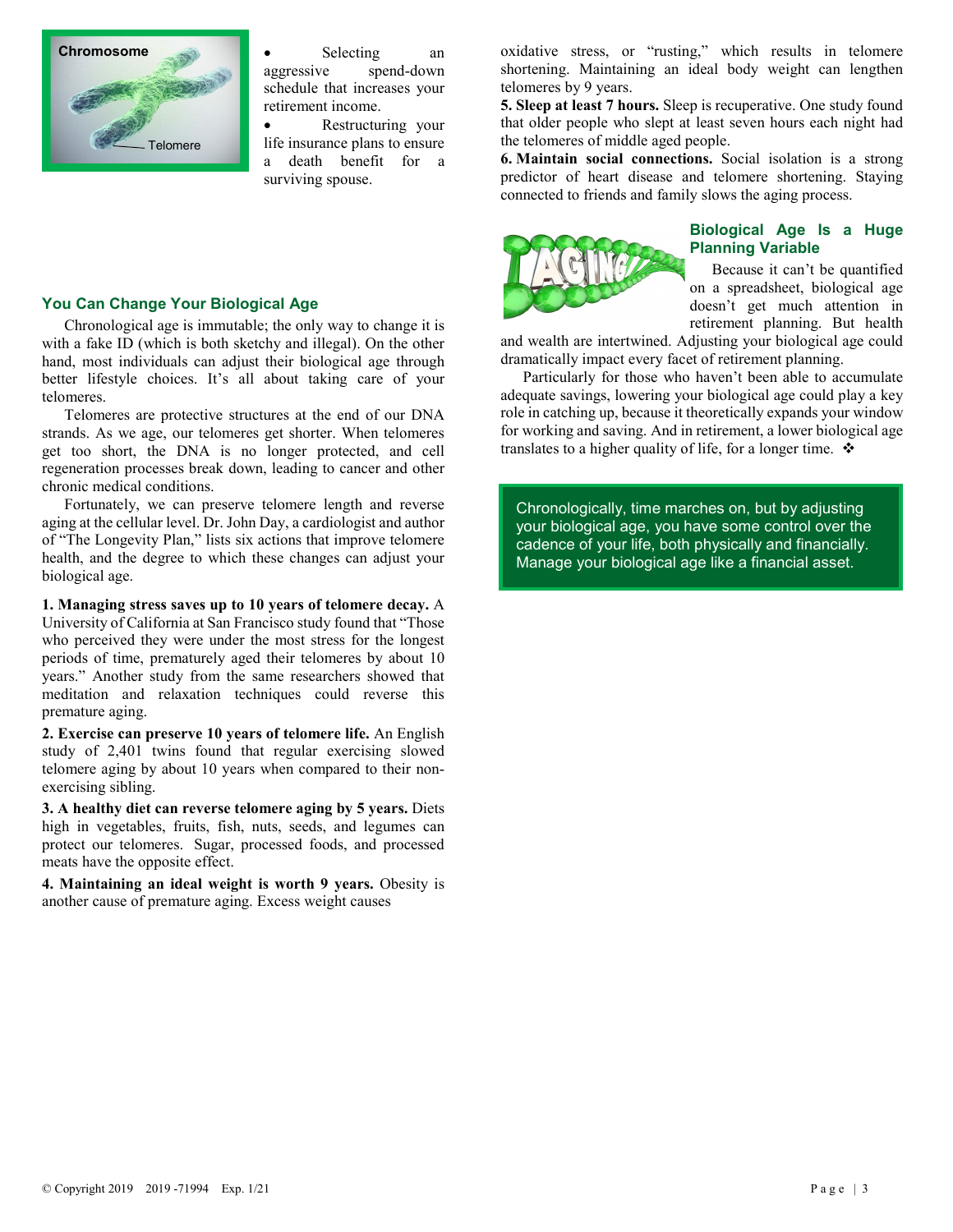- Selecting an aggressive spend-down schedule that increases your retirement income.
- Restructuring your life insurance plans to ensure a death benefit for a surviving spouse.

## You Can Change Your Biological Age

Chronological age is immutable; the only way to change it is with a fake ID (which is both sketchy and illegal). On the other hand, most individuals can adjust their biological age through better lifestyle choices. It's all about taking care of your telomeres.

Telomeres are protective structures at the end of our DNA strands. As we age, our telomeres get shorter. When telomeres get too short, the DNA is no longer protected, and cell regeneration processes break down, leading to cancer and other chronic medical conditions.

Fortunately, we can preserve telomere length and reverse aging at the cellular level. Dr. John Day, a cardiologist and author of "The Longevity Plan," lists six actions that improve telomere health, and the degree to which these changes can adjust your biological age.

**1. Managing stress saves up to 10 years of telomere decay.** A University of California at San Francisco study found that "Those who perceived they were under the most stress for the longest periods of time, prematurely aged their telomeres by about 10 years." Another study from the same researchers showed that meditation and relaxation techniques could reverse this premature aging.

**2. Exercise can preserve 10 years of telomere life.** An English study of 2,401 twins found that regular exercising slowed telomere aging by about 10 years when compared to their non-exercising sibling.

**3. A healthy diet can reverse telomere aging by 5 years.** Diets high in vegetables, fruits, fish, nuts, seeds, and legumes can protect our telomeres. Sugar, processed foods, and processed meats have the opposite effect.

**4. Maintaining an ideal weight is worth 9 years.** Obesity is another cause of premature aging. Excess weight causes oxidative stress, or "rusting," which results in telomere shortening. Maintaining an ideal body weight can lengthen telomeres by 9 years.

**5. Sleep at least 7 hours.** Sleep is recuperative. One study found that older people who slept at least seven hours each night had the telomeres of middle aged people.

**6. Maintain social connections.** Social isolation is a strong predictor of heart disease and telomere shortening. Staying connected to friends and family slows the aging process.

## Biological Age Is a Huge Planning Variable

Because it can't be quantified on a spreadsheet, biological age doesn't get much attention in retirement planning. But health and wealth are intertwined. Adjusting your biological age could dramatically impact every facet of retirement planning.

Particularly for those who haven't been able to accumulate adequate savings, lowering your biological age could play a key role in catching up, because it theoretically expands your window for working and saving. And in retirement, a lower biological age translates to a higher quality of life, for a longer time. ❖

Chronologically, time marches on, but by adjusting your biological age, you have some control over the cadence of your life, both physically and financially. Manage your biological age like a financial asset.

© Copyright 2019 2019 -71994 Exp. 1/21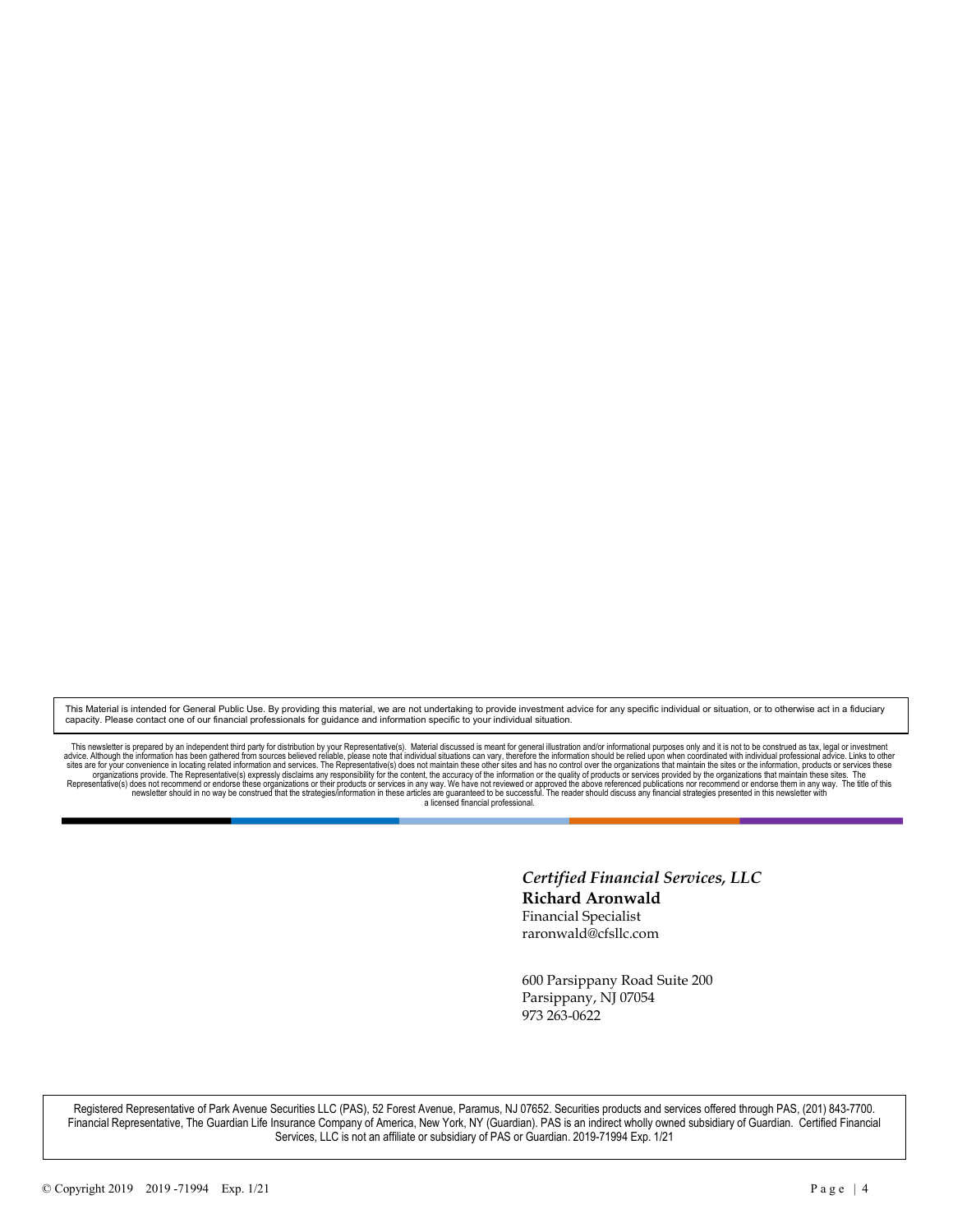This Material is intended for General Public Use. By providing this material, we are not undertaking to provide investment advice for any specific individual or situation, or to otherwise act in a fiduciary capacity. Please contact one of our financial professionals for guidance and information specific to your individual situation.

This newsletter is prepared by an independent third party for distribution by your Representative(s). Material discussed is meant for general illustration and/or informational purposes only and it is not to be construed as tax, legal or investment advice. Although the information has been gathered from sources believed reliable, please note that individual situations can vary, therefore the information should be relied upon when coordinated with individual professional advice. Links to other sites are for your convenience in locating related information and services. The Representative(s) does not maintain these other sites and has no control over the organizations that maintain the sites or the information, products or services these organizations provide. The Representative(s) expressly disclaims any responsibility for the content, the accuracy of the information or the quality of products or services provided by the organizations that maintain these sites. The Representative(s) does not recommend or endorse these organizations or their products or services in any way. We have not reviewed or approved the above referenced publications nor recommend or endorse them in any way. The title of this newsletter should in no way be construed that the strategies/information in these articles are guaranteed to be successful. The reader should discuss any financial strategies presented in this newsletter with a licensed financial professional.

*Certified Financial Services, LLC*
**Richard Aronwald**
Financial Specialist
raronwald@cfsllc.com

600 Parsippany Road Suite 200
Parsippany, NJ 07054
973 263-0622

Registered Representative of Park Avenue Securities LLC (PAS), 52 Forest Avenue, Paramus, NJ 07652. Securities products and services offered through PAS, (201) 843-7700. Financial Representative, The Guardian Life Insurance Company of America, New York, NY (Guardian). PAS is an indirect wholly owned subsidiary of Guardian. Certified Financial Services, LLC is not an affiliate or subsidiary of PAS or Guardian. 2019-71994 Exp. 1/21

© Copyright 2019 2019 -71994 Exp. 1/21